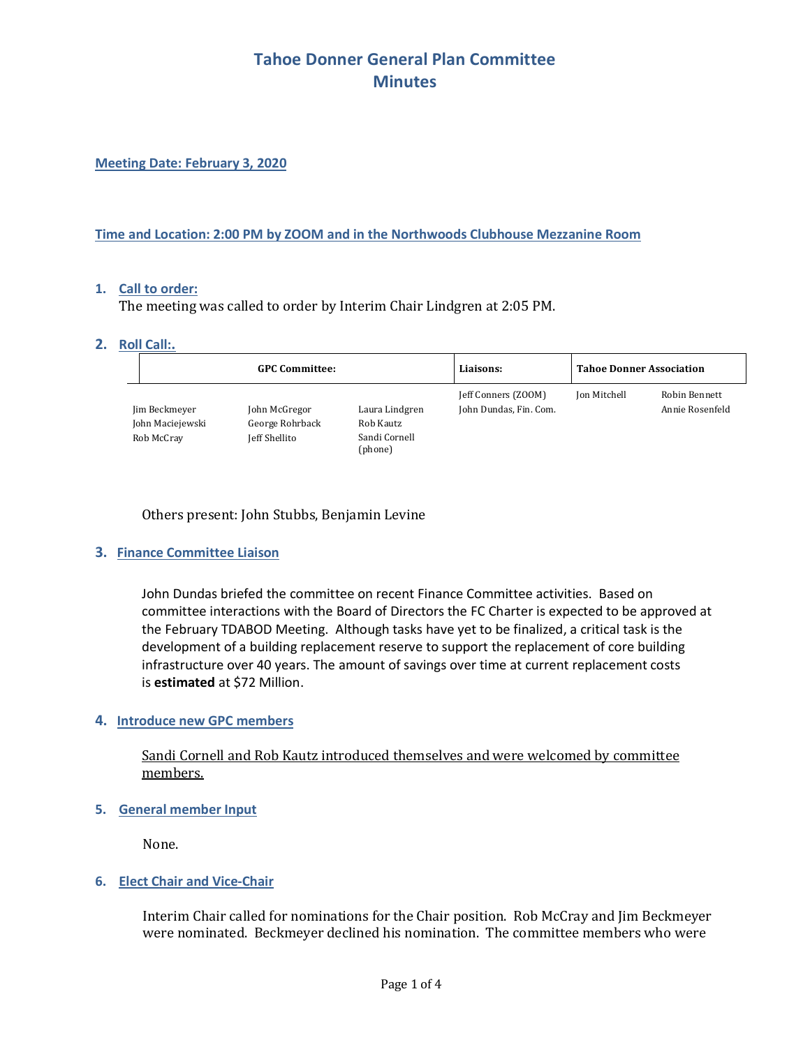# Tahoe Donner General Plan Committee
# Minutes

**Meeting Date: February 3, 2020**

**Time and Location: 2:00 PM by ZOOM and in the Northwoods Clubhouse Mezzanine Room**

1. **Call to order:**
   The meeting was called to order by Interim Chair Lindgren at 2:05 PM.

2. **Roll Call:.**

| GPC Committee: | | | Liaisons: | Tahoe Donner Association | |
|---|---|---|---|---|---|
| | | | Jeff Conners (ZOOM) | Jon Mitchell | Robin Bennett |
| Jim Beckmeyer | John McGregor | Laura Lindgren | John Dundas, Fin. Com. | | Annie Rosenfeld |
| John Maciejewski | George Rohrback | Rob Kautz | | | |
| Rob McCray | Jeff Shellito | Sandi Cornell (phone) | | | |

   Others present: John Stubbs, Benjamin Levine

3. **Finance Committee Liaison**

   John Dundas briefed the committee on recent Finance Committee activities. Based on committee interactions with the Board of Directors the FC Charter is expected to be approved at the February TDABOD Meeting. Although tasks have yet to be finalized, a critical task is the development of a building replacement reserve to support the replacement of core building infrastructure over 40 years. The amount of savings over time at current replacement costs is **estimated** at $72 Million.

4. **Introduce new GPC members**

   Sandi Cornell and Rob Kautz introduced themselves and were welcomed by committee members.

5. **General member Input**

   None.

6. **Elect Chair and Vice-Chair**

   Interim Chair called for nominations for the Chair position. Rob McCray and Jim Beckmeyer were nominated. Beckmeyer declined his nomination. The committee members who were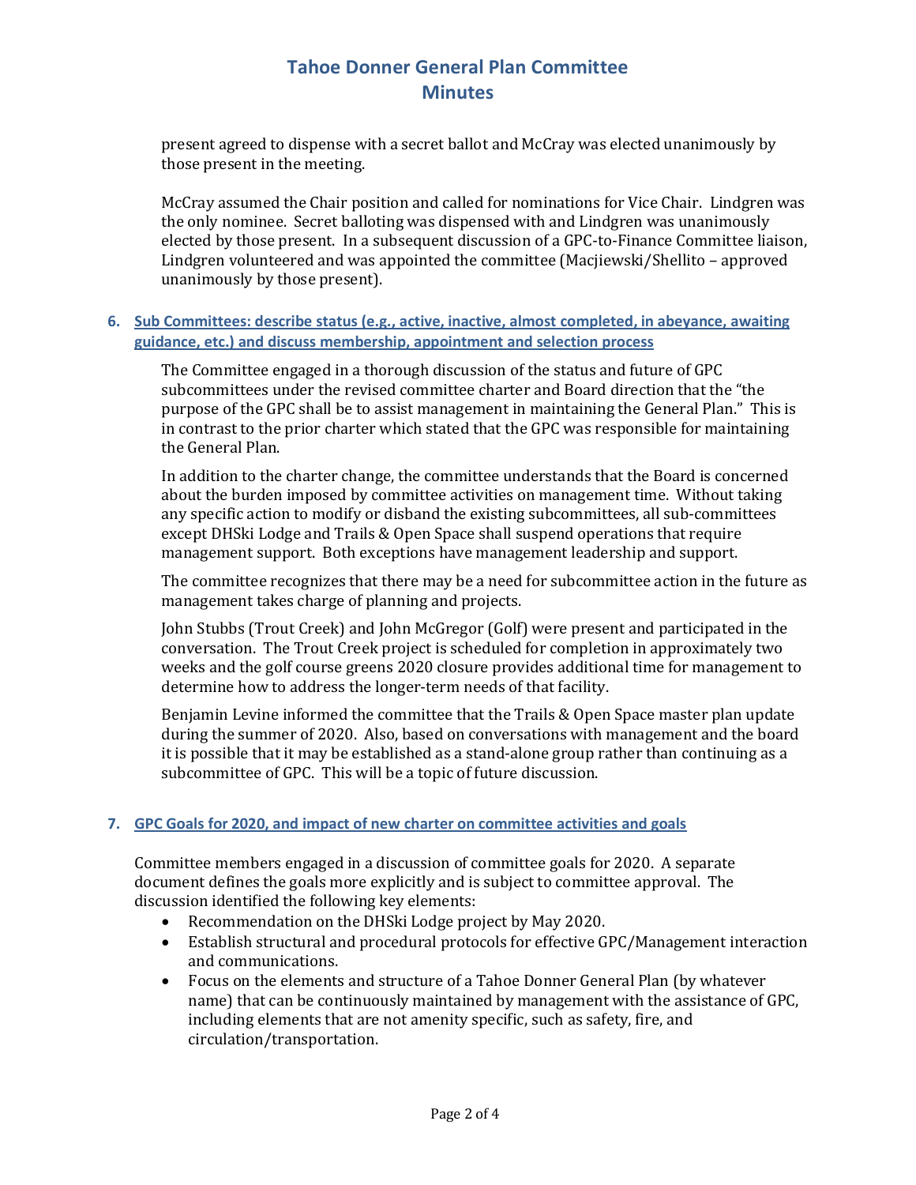present agreed to dispense with a secret ballot and McCray was elected unanimously by those present in the meeting.

McCray assumed the Chair position and called for nominations for Vice Chair. Lindgren was the only nominee. Secret balloting was dispensed with and Lindgren was unanimously elected by those present. In a subsequent discussion of a GPC-to-Finance Committee liaison, Lindgren volunteered and was appointed the committee (Macjiewski/Shellito – approved unanimously by those present).

### 6. Sub Committees: describe status (e.g., active, inactive, almost completed, in abeyance, awaiting guidance, etc.) and discuss membership, appointment and selection process

The Committee engaged in a thorough discussion of the status and future of GPC subcommittees under the revised committee charter and Board direction that the "the purpose of the GPC shall be to assist management in maintaining the General Plan." This is in contrast to the prior charter which stated that the GPC was responsible for maintaining the General Plan.

In addition to the charter change, the committee understands that the Board is concerned about the burden imposed by committee activities on management time. Without taking any specific action to modify or disband the existing subcommittees, all sub-committees except DHSki Lodge and Trails & Open Space shall suspend operations that require management support. Both exceptions have management leadership and support.

The committee recognizes that there may be a need for subcommittee action in the future as management takes charge of planning and projects.

John Stubbs (Trout Creek) and John McGregor (Golf) were present and participated in the conversation. The Trout Creek project is scheduled for completion in approximately two weeks and the golf course greens 2020 closure provides additional time for management to determine how to address the longer-term needs of that facility.

Benjamin Levine informed the committee that the Trails & Open Space master plan update during the summer of 2020. Also, based on conversations with management and the board it is possible that it may be established as a stand-alone group rather than continuing as a subcommittee of GPC. This will be a topic of future discussion.

### 7. GPC Goals for 2020, and impact of new charter on committee activities and goals

Committee members engaged in a discussion of committee goals for 2020. A separate document defines the goals more explicitly and is subject to committee approval. The discussion identified the following key elements:

- Recommendation on the DHSki Lodge project by May 2020.
- Establish structural and procedural protocols for effective GPC/Management interaction and communications.
- Focus on the elements and structure of a Tahoe Donner General Plan (by whatever name) that can be continuously maintained by management with the assistance of GPC, including elements that are not amenity specific, such as safety, fire, and circulation/transportation.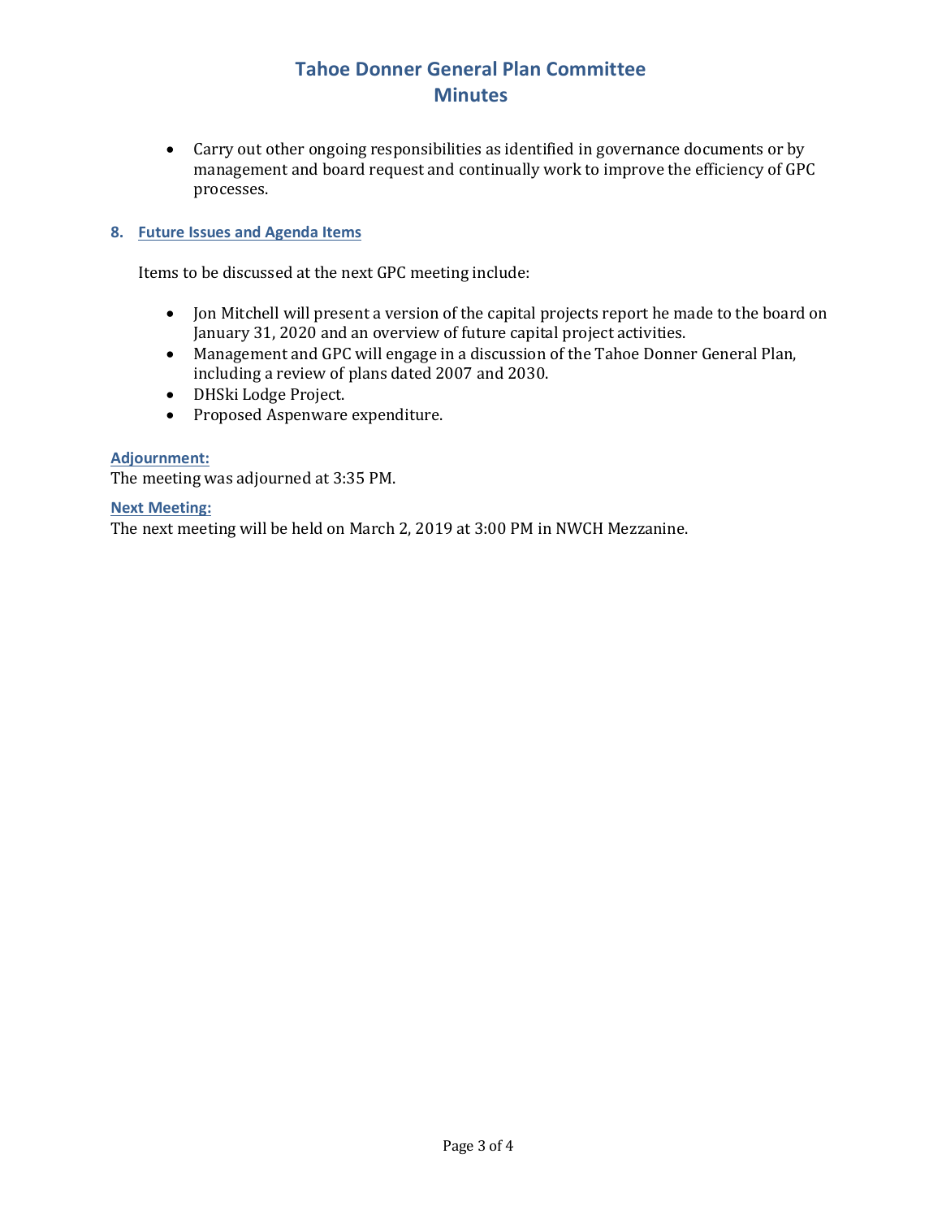# Tahoe Donner General Plan Committee
# Minutes

- Carry out other ongoing responsibilities as identified in governance documents or by management and board request and continually work to improve the efficiency of GPC processes.

### 8. Future Issues and Agenda Items

Items to be discussed at the next GPC meeting include:

- Jon Mitchell will present a version of the capital projects report he made to the board on January 31, 2020 and an overview of future capital project activities.
- Management and GPC will engage in a discussion of the Tahoe Donner General Plan, including a review of plans dated 2007 and 2030.
- DHSki Lodge Project.
- Proposed Aspenware expenditure.

**Adjournment:**
The meeting was adjourned at 3:35 PM.

**Next Meeting:**
The next meeting will be held on March 2, 2019 at 3:00 PM in NWCH Mezzanine.